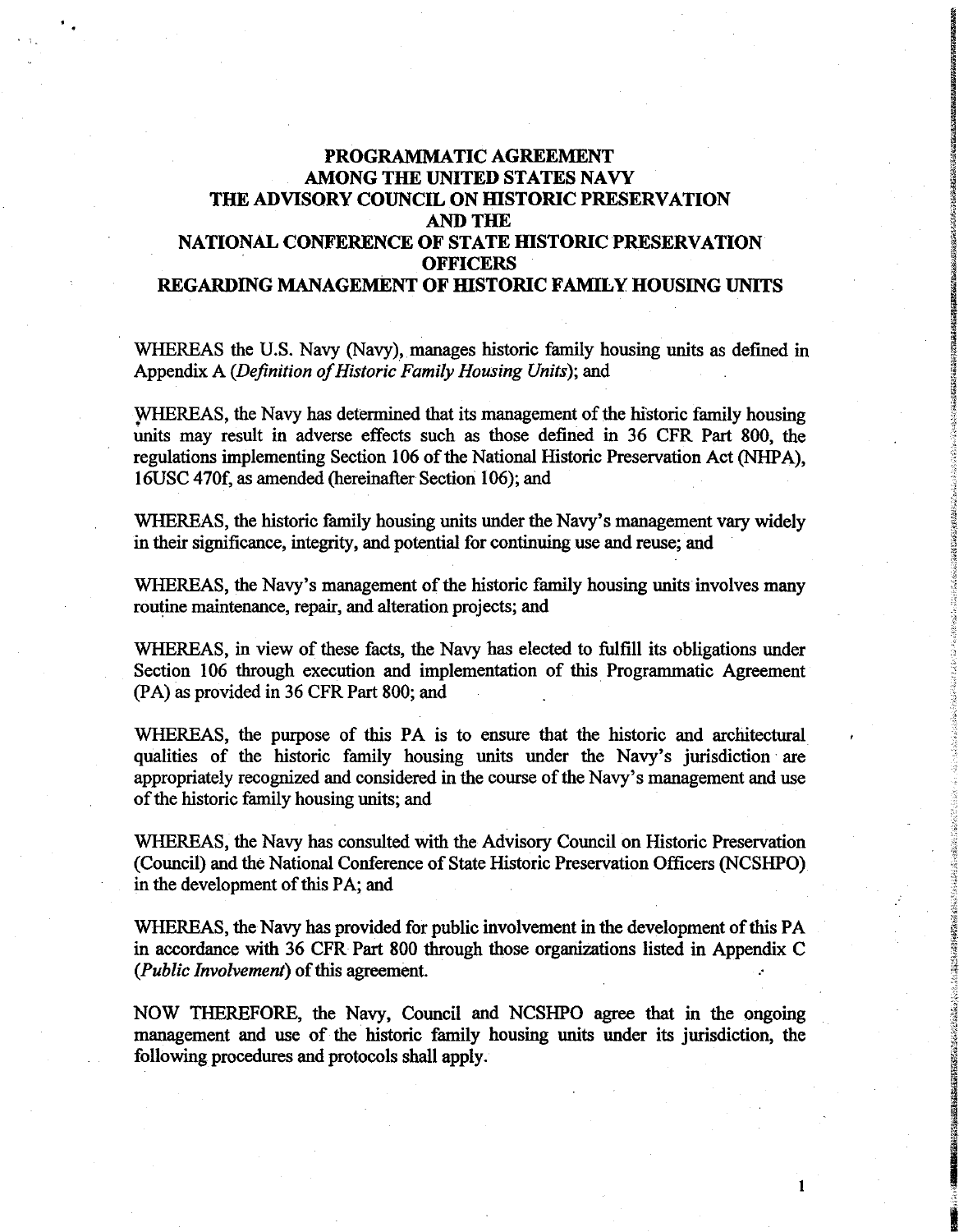# PROGRAMMATIC AGREEMENT AMONG THE UNITED STATES NAVY THE ADVISORY COUNCIL ON HISTORIC PRESERVATION AND THE NATIONAL CONFERENCE OF STATE HISTORIC PRESERVATION OFFICERS REGARDING MANAGEMENT OF HISTORIC FAMILY HOUSING UNITS

WHEREAS the U.S. Navy (Navy), manages historic family housing units as defined in Appendix A (*Definition of Historic Family Housing Units*); and

WHEREAS, the Navy has determined that its management of the historic family housing units may result in adverse effects such as those defined in 36 CFR Part 800, the regulations implementing Section 106 of the National Historic Preservation Act (NHPA), 16USC 470f, as amended (hereinafter Section 106); and

WHEREAS, the historic family housing units under the Navy's management vary widely in their significance, integrity, and potential for continuing use and reuse; and

WHEREAS, the Navy's management of the historic family housing units involves many routine maintenance, repair, and alteration projects; and

WHEREAS, in view of these facts, the Navy has elected to fulfill its obligations under Section 106 through execution and implementation of this Programmatic Agreement (PA) as provided in 36 CFR Part 800; and

WHEREAS, the purpose of this PA is to ensure that the historic and architectural qualities of the historic family housing units under the Navy's jurisdiction are appropriately recognized and considered in the course of the Navy's management and use of the historic family housing units; and

WHEREAS, the Navy has consulted with the Advisory Council on Historic Preservation (Council) and the National Conference of State Historic Preservation Officers (NCSHPO) in the development of this PA; and

WHEREAS, the Navy has provided for public involvement in the development of this PA in accordance with 36 CFR Part 800 through those organizations listed in Appendix C (*Public Involvement*) of this agreement.

NOW THEREFORE, the Navy, Council and NCSHPO agree that in the ongoing management and use of the historic family housing units under its jurisdiction, the following procedures and protocols shall apply.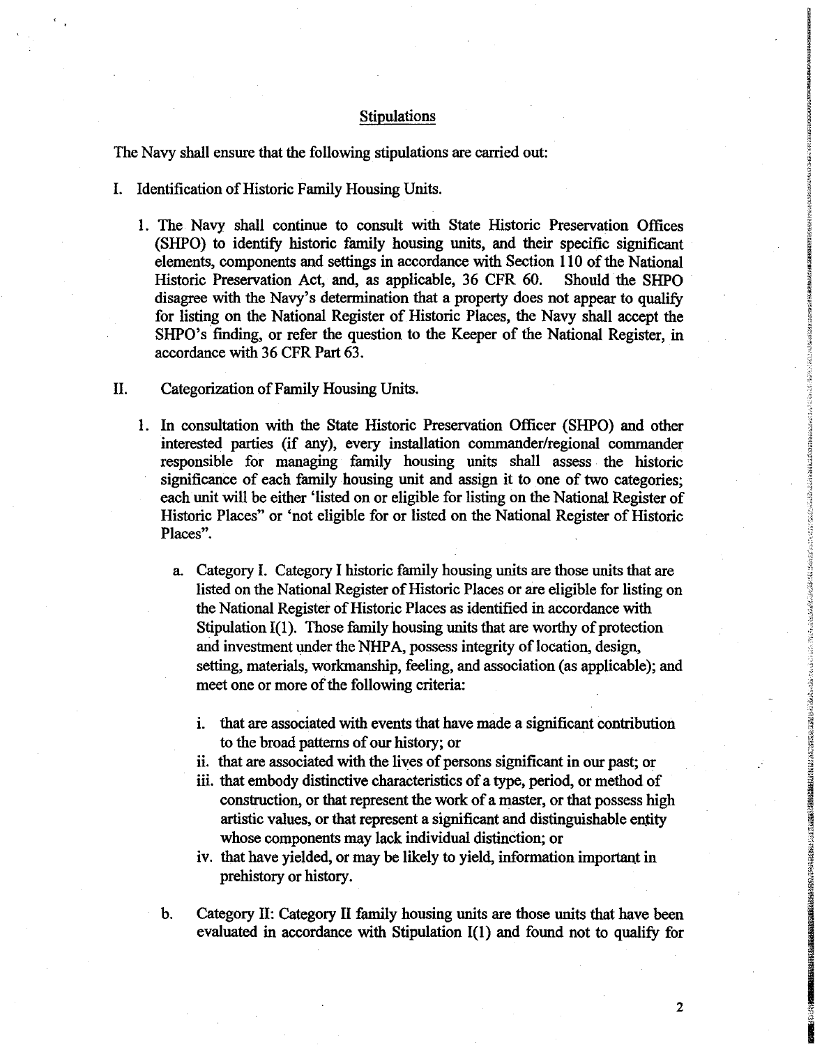## Stipulations

The Navy shall ensure that the following stipulations are carried out:

I. Identification of Historic Family Housing Units.

1. The Navy shall continue to consult with State Historic Preservation Offices (SHPO) to identify historic family housing units, and their specific significant elements, components and settings in accordance with Section 110 of the National Historic Preservation Act, and, as applicable, 36 CFR 60. Should the SHPO disagree with the Navy's determination that a property does not appear to qualify for listing on the National Register of Historic Places, the Navy shall accept the SHPO's finding, or refer the question to the Keeper of the National Register, in accordance with 36 CFR Part 63.

II. Categorization of Family Housing Units.

1. In consultation with the State Historic Preservation Officer (SHPO) and other interested parties (if any), every installation commander/regional commander responsible for managing family housing units shall assess the historic significance of each family housing unit and assign it to one of two categories; each unit will be either 'listed on or eligible for listing on the National Register of Historic Places" or 'not eligible for or listed on the National Register of Historic Places".

   a. Category I. Category I historic family housing units are those units that are listed on the National Register of Historic Places or are eligible for listing on the National Register of Historic Places as identified in accordance with Stipulation I(1). Those family housing units that are worthy of protection and investment under the NHPA, possess integrity of location, design, setting, materials, workmanship, feeling, and association (as applicable); and meet one or more of the following criteria:

      i. that are associated with events that have made a significant contribution to the broad patterns of our history; or
      ii. that are associated with the lives of persons significant in our past; or
      iii. that embody distinctive characteristics of a type, period, or method of construction, or that represent the work of a master, or that possess high artistic values, or that represent a significant and distinguishable entity whose components may lack individual distinction; or
      iv. that have yielded, or may be likely to yield, information important in prehistory or history.

   b. Category II: Category II family housing units are those units that have been evaluated in accordance with Stipulation I(1) and found not to qualify for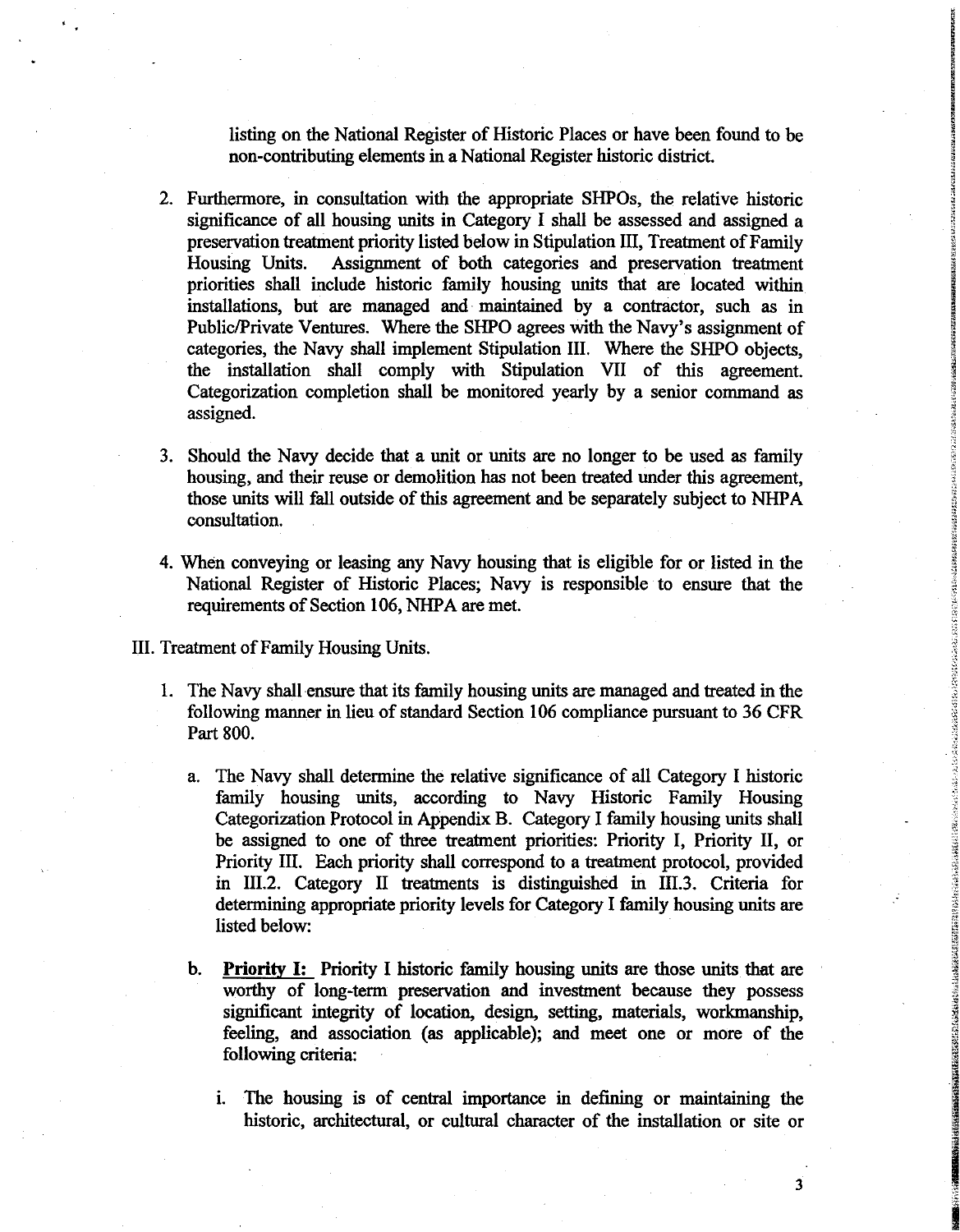listing on the National Register of Historic Places or have been found to be non-contributing elements in a National Register historic district.

2. Furthermore, in consultation with the appropriate SHPOs, the relative historic significance of all housing units in Category I shall be assessed and assigned a preservation treatment priority listed below in Stipulation III, Treatment of Family Housing Units. Assignment of both categories and preservation treatment priorities shall include historic family housing units that are located within installations, but are managed and maintained by a contractor, such as in Public/Private Ventures. Where the SHPO agrees with the Navy's assignment of categories, the Navy shall implement Stipulation III. Where the SHPO objects, the installation shall comply with Stipulation VII of this agreement. Categorization completion shall be monitored yearly by a senior command as assigned.

3. Should the Navy decide that a unit or units are no longer to be used as family housing, and their reuse or demolition has not been treated under this agreement, those units will fall outside of this agreement and be separately subject to NHPA consultation.

4. When conveying or leasing any Navy housing that is eligible for or listed in the National Register of Historic Places; Navy is responsible to ensure that the requirements of Section 106, NHPA are met.

III. Treatment of Family Housing Units.

1. The Navy shall ensure that its family housing units are managed and treated in the following manner in lieu of standard Section 106 compliance pursuant to 36 CFR Part 800.

   a. The Navy shall determine the relative significance of all Category I historic family housing units, according to Navy Historic Family Housing Categorization Protocol in Appendix B. Category I family housing units shall be assigned to one of three treatment priorities: Priority I, Priority II, or Priority III. Each priority shall correspond to a treatment protocol, provided in III.2. Category II treatments is distinguished in III.3. Criteria for determining appropriate priority levels for Category I family housing units are listed below:

   b. **Priority I:** Priority I historic family housing units are those units that are worthy of long-term preservation and investment because they possess significant integrity of location, design, setting, materials, workmanship, feeling, and association (as applicable); and meet one or more of the following criteria:

      i. The housing is of central importance in defining or maintaining the historic, architectural, or cultural character of the installation or site or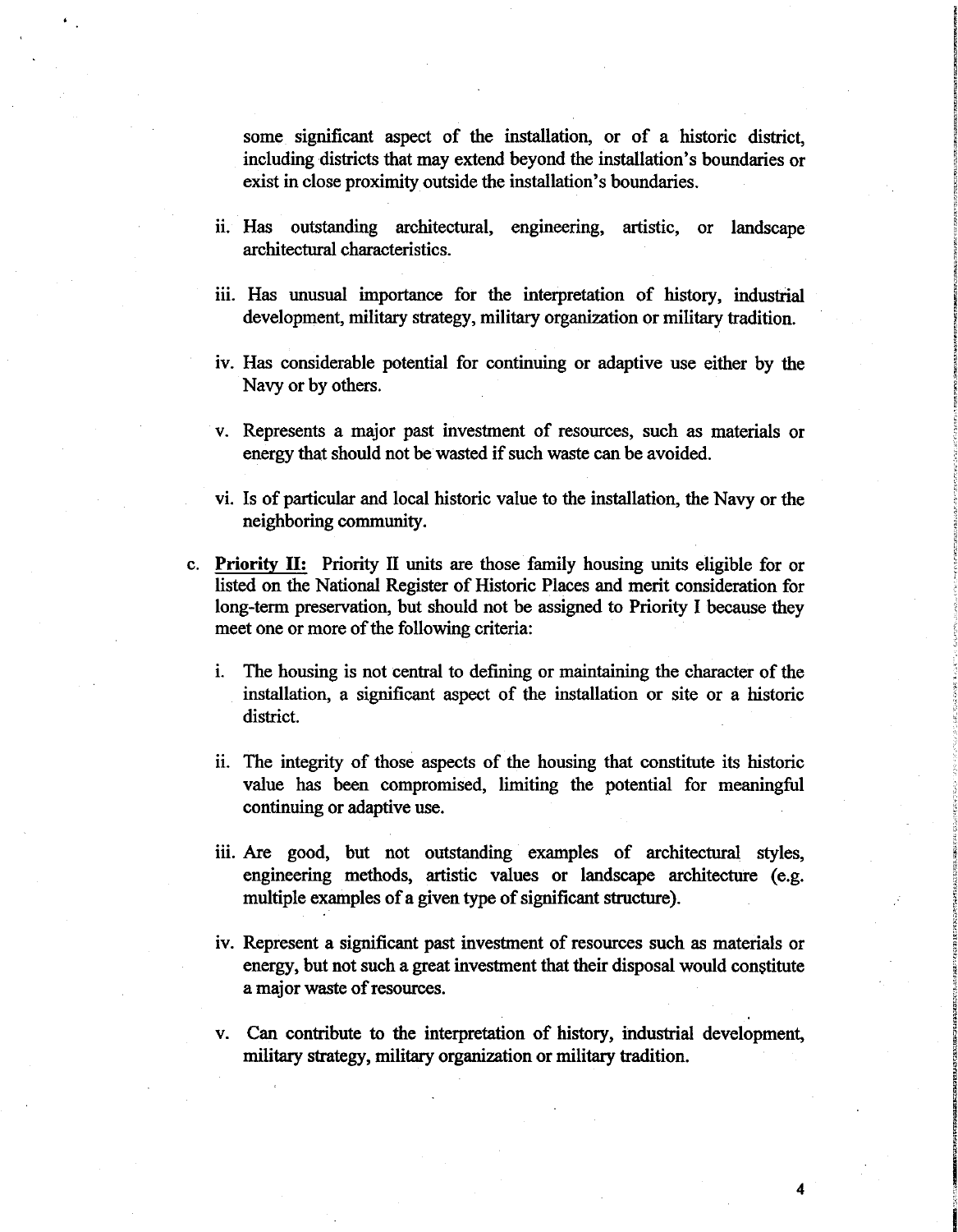some significant aspect of the installation, or of a historic district, including districts that may extend beyond the installation's boundaries or exist in close proximity outside the installation's boundaries.

ii. Has outstanding architectural, engineering, artistic, or landscape architectural characteristics.

iii. Has unusual importance for the interpretation of history, industrial development, military strategy, military organization or military tradition.

iv. Has considerable potential for continuing or adaptive use either by the Navy or by others.

v. Represents a major past investment of resources, such as materials or energy that should not be wasted if such waste can be avoided.

vi. Is of particular and local historic value to the installation, the Navy or the neighboring community.

c. **Priority II:** Priority II units are those family housing units eligible for or listed on the National Register of Historic Places and merit consideration for long-term preservation, but should not be assigned to Priority I because they meet one or more of the following criteria:

i. The housing is not central to defining or maintaining the character of the installation, a significant aspect of the installation or site or a historic district.

ii. The integrity of those aspects of the housing that constitute its historic value has been compromised, limiting the potential for meaningful continuing or adaptive use.

iii. Are good, but not outstanding examples of architectural styles, engineering methods, artistic values or landscape architecture (e.g. multiple examples of a given type of significant structure).

iv. Represent a significant past investment of resources such as materials or energy, but not such a great investment that their disposal would constitute a major waste of resources.

v. Can contribute to the interpretation of history, industrial development, military strategy, military organization or military tradition.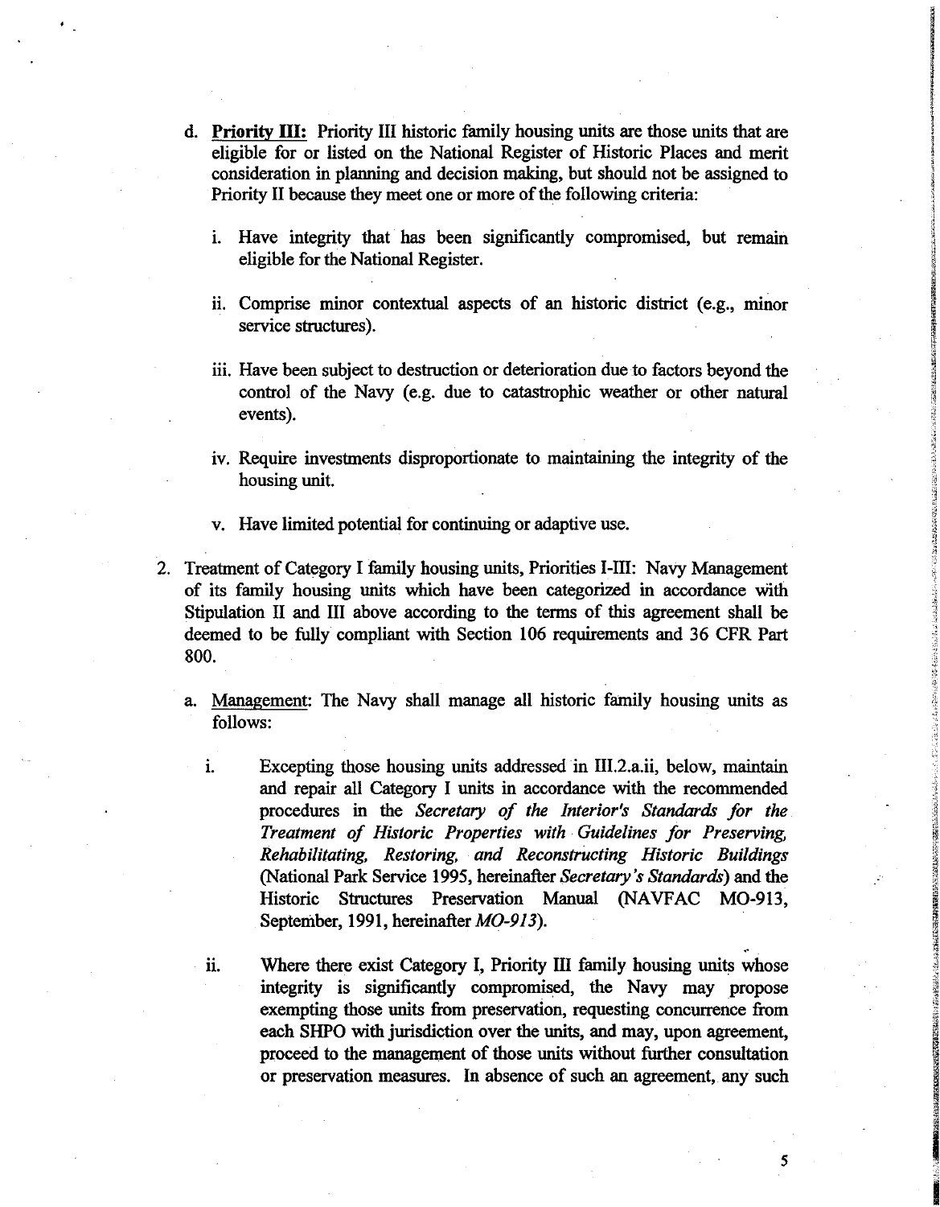d. **Priority III:** Priority III historic family housing units are those units that are eligible for or listed on the National Register of Historic Places and merit consideration in planning and decision making, but should not be assigned to Priority II because they meet one or more of the following criteria:

   i. Have integrity that has been significantly compromised, but remain eligible for the National Register.

   ii. Comprise minor contextual aspects of an historic district (e.g., minor service structures).

   iii. Have been subject to destruction or deterioration due to factors beyond the control of the Navy (e.g. due to catastrophic weather or other natural events).

   iv. Require investments disproportionate to maintaining the integrity of the housing unit.

   v. Have limited potential for continuing or adaptive use.

2. Treatment of Category I family housing units, Priorities I-III: Navy Management of its family housing units which have been categorized in accordance with Stipulation II and III above according to the terms of this agreement shall be deemed to be fully compliant with Section 106 requirements and 36 CFR Part 800.

   a. Management: The Navy shall manage all historic family housing units as follows:

      i. Excepting those housing units addressed in III.2.a.ii, below, maintain and repair all Category I units in accordance with the recommended procedures in the *Secretary of the Interior's Standards for the Treatment of Historic Properties with Guidelines for Preserving, Rehabilitating, Restoring, and Reconstructing Historic Buildings* (National Park Service 1995, hereinafter *Secretary's Standards*) and the Historic Structures Preservation Manual (NAVFAC MO-913, September, 1991, hereinafter *MO-913*).

      ii. Where there exist Category I, Priority III family housing units whose integrity is significantly compromised, the Navy may propose exempting those units from preservation, requesting concurrence from each SHPO with jurisdiction over the units, and may, upon agreement, proceed to the management of those units without further consultation or preservation measures. In absence of such an agreement, any such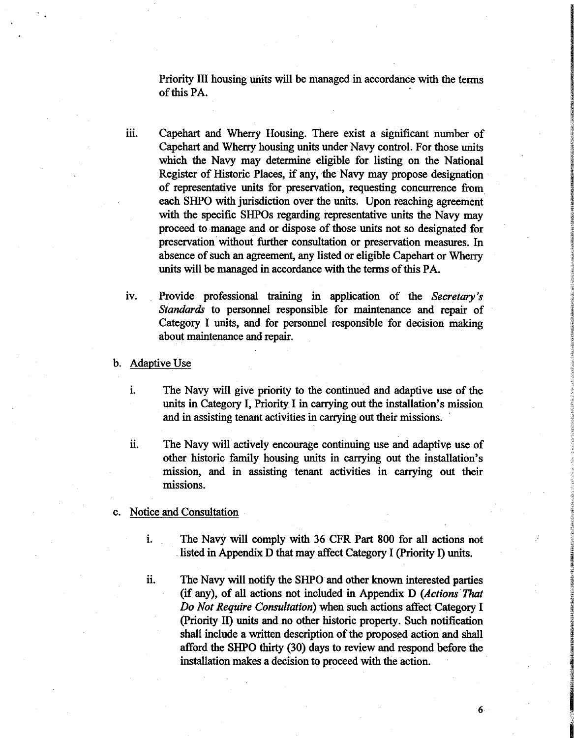Priority III housing units will be managed in accordance with the terms of this PA.

iii. Capehart and Wherry Housing. There exist a significant number of Capehart and Wherry housing units under Navy control. For those units which the Navy may determine eligible for listing on the National Register of Historic Places, if any, the Navy may propose designation of representative units for preservation, requesting concurrence from each SHPO with jurisdiction over the units. Upon reaching agreement with the specific SHPOs regarding representative units the Navy may proceed to manage and or dispose of those units not so designated for preservation without further consultation or preservation measures. In absence of such an agreement, any listed or eligible Capehart or Wherry units will be managed in accordance with the terms of this PA.

iv. Provide professional training in application of the *Secretary's Standards* to personnel responsible for maintenance and repair of Category I units, and for personnel responsible for decision making about maintenance and repair.

b. Adaptive Use

i. The Navy will give priority to the continued and adaptive use of the units in Category I, Priority I in carrying out the installation's mission and in assisting tenant activities in carrying out their missions.

ii. The Navy will actively encourage continuing use and adaptive use of other historic family housing units in carrying out the installation's mission, and in assisting tenant activities in carrying out their missions.

c. Notice and Consultation

i. The Navy will comply with 36 CFR Part 800 for all actions not listed in Appendix D that may affect Category I (Priority I) units.

ii. The Navy will notify the SHPO and other known interested parties (if any), of all actions not included in Appendix D (*Actions That Do Not Require Consultation*) when such actions affect Category I (Priority II) units and no other historic property. Such notification shall include a written description of the proposed action and shall afford the SHPO thirty (30) days to review and respond before the installation makes a decision to proceed with the action.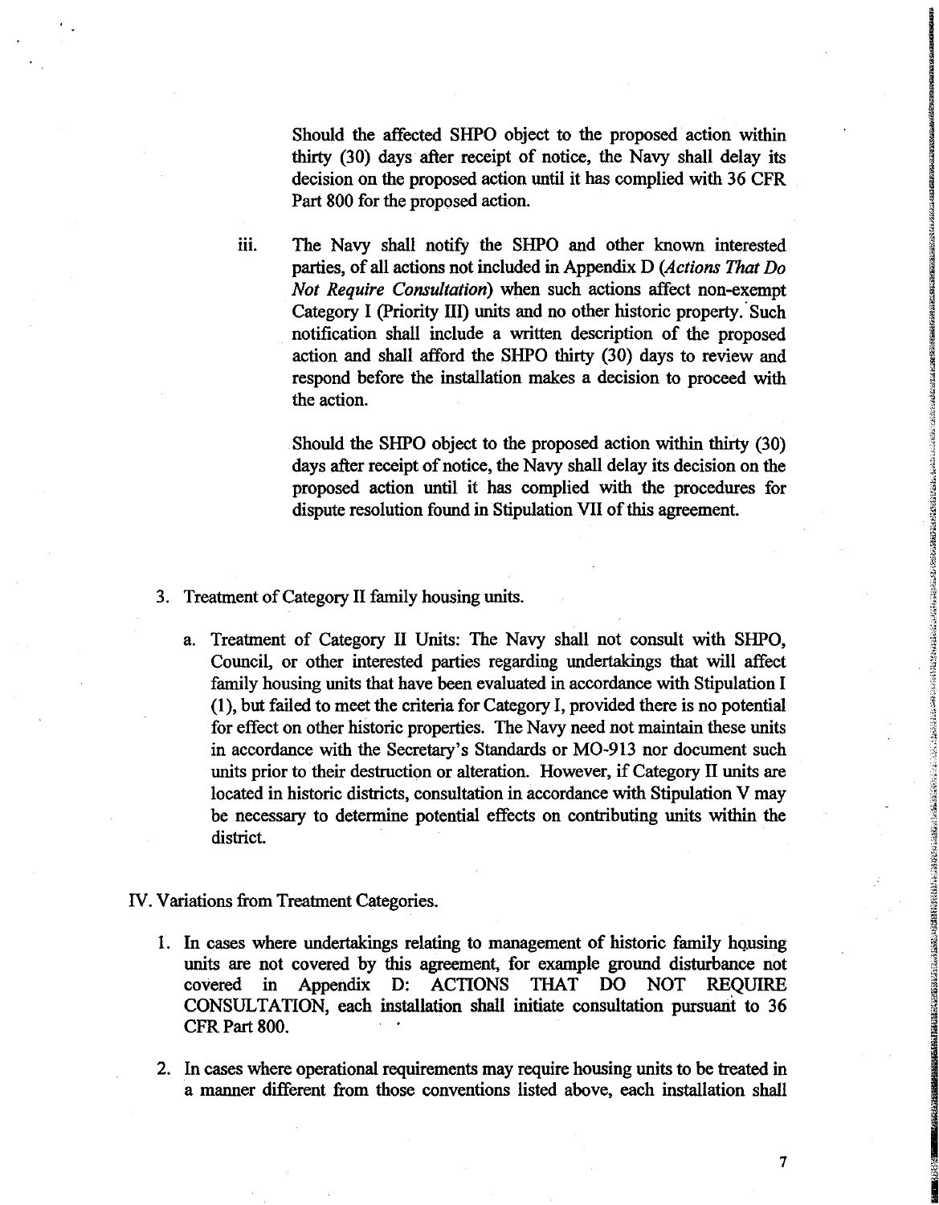Should the affected SHPO object to the proposed action within thirty (30) days after receipt of notice, the Navy shall delay its decision on the proposed action until it has complied with 36 CFR Part 800 for the proposed action.

iii. The Navy shall notify the SHPO and other known interested parties, of all actions not included in Appendix D (*Actions That Do Not Require Consultation*) when such actions affect non-exempt Category I (Priority III) units and no other historic property. Such notification shall include a written description of the proposed action and shall afford the SHPO thirty (30) days to review and respond before the installation makes a decision to proceed with the action.

Should the SHPO object to the proposed action within thirty (30) days after receipt of notice, the Navy shall delay its decision on the proposed action until it has complied with the procedures for dispute resolution found in Stipulation VII of this agreement.

3. Treatment of Category II family housing units.

   a. Treatment of Category II Units: The Navy shall not consult with SHPO, Council, or other interested parties regarding undertakings that will affect family housing units that have been evaluated in accordance with Stipulation I (1), but failed to meet the criteria for Category I, provided there is no potential for effect on other historic properties. The Navy need not maintain these units in accordance with the Secretary's Standards or MO-913 nor document such units prior to their destruction or alteration. However, if Category II units are located in historic districts, consultation in accordance with Stipulation V may be necessary to determine potential effects on contributing units within the district.

IV. Variations from Treatment Categories.

1. In cases where undertakings relating to management of historic family housing units are not covered by this agreement, for example ground disturbance not covered in Appendix D: ACTIONS THAT DO NOT REQUIRE CONSULTATION, each installation shall initiate consultation pursuant to 36 CFR Part 800.

2. In cases where operational requirements may require housing units to be treated in a manner different from those conventions listed above, each installation shall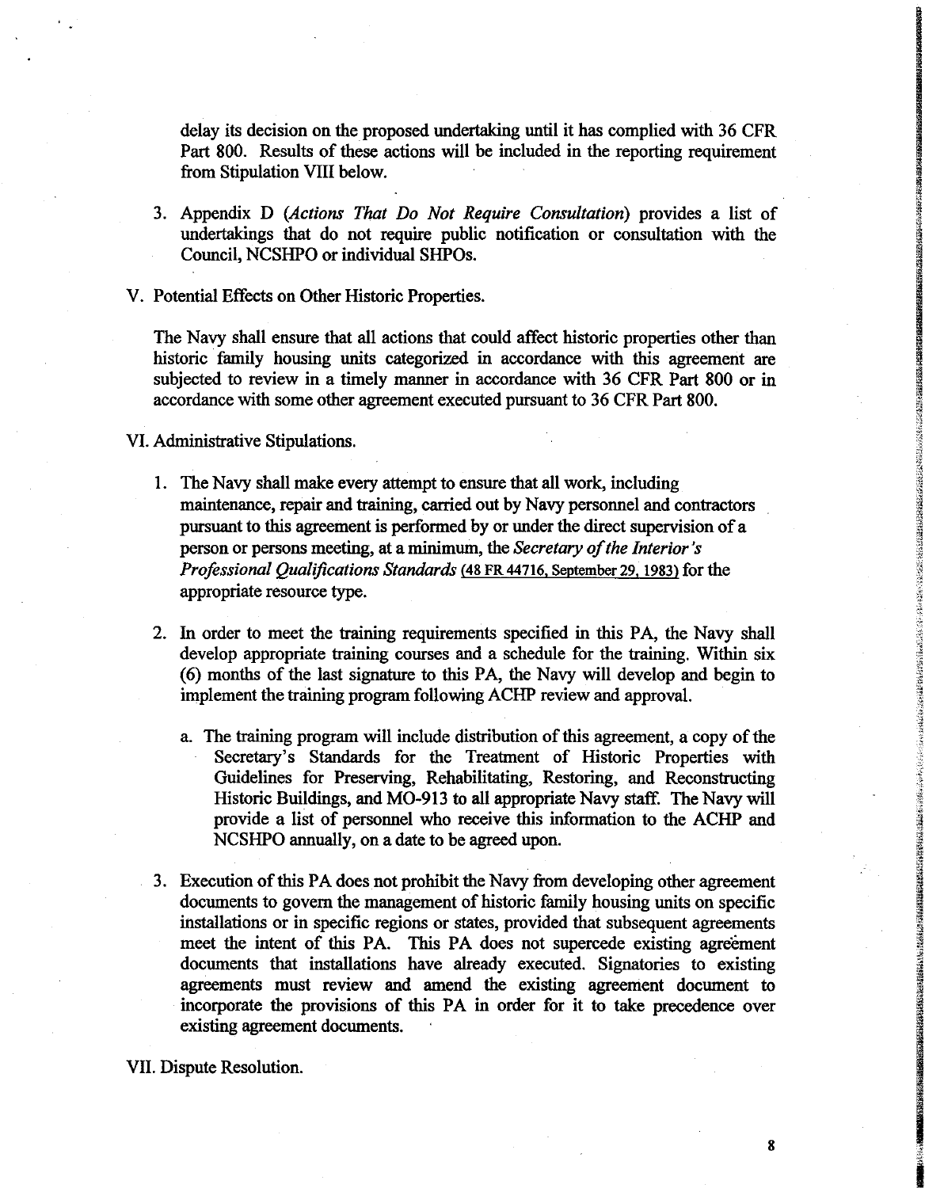delay its decision on the proposed undertaking until it has complied with 36 CFR Part 800. Results of these actions will be included in the reporting requirement from Stipulation VIII below.

3. Appendix D (*Actions That Do Not Require Consultation*) provides a list of undertakings that do not require public notification or consultation with the Council, NCSHPO or individual SHPOs.

V. Potential Effects on Other Historic Properties.

The Navy shall ensure that all actions that could affect historic properties other than historic family housing units categorized in accordance with this agreement are subjected to review in a timely manner in accordance with 36 CFR Part 800 or in accordance with some other agreement executed pursuant to 36 CFR Part 800.

VI. Administrative Stipulations.

1. The Navy shall make every attempt to ensure that all work, including maintenance, repair and training, carried out by Navy personnel and contractors pursuant to this agreement is performed by or under the direct supervision of a person or persons meeting, at a minimum, the *Secretary of the Interior's Professional Qualifications Standards* (48 FR 44716, September 29, 1983) for the appropriate resource type.

2. In order to meet the training requirements specified in this PA, the Navy shall develop appropriate training courses and a schedule for the training. Within six (6) months of the last signature to this PA, the Navy will develop and begin to implement the training program following ACHP review and approval.

   a. The training program will include distribution of this agreement, a copy of the Secretary's Standards for the Treatment of Historic Properties with Guidelines for Preserving, Rehabilitating, Restoring, and Reconstructing Historic Buildings, and MO-913 to all appropriate Navy staff. The Navy will provide a list of personnel who receive this information to the ACHP and NCSHPO annually, on a date to be agreed upon.

3. Execution of this PA does not prohibit the Navy from developing other agreement documents to govern the management of historic family housing units on specific installations or in specific regions or states, provided that subsequent agreements meet the intent of this PA. This PA does not supercede existing agreement documents that installations have already executed. Signatories to existing agreements must review and amend the existing agreement document to incorporate the provisions of this PA in order for it to take precedence over existing agreement documents.

VII. Dispute Resolution.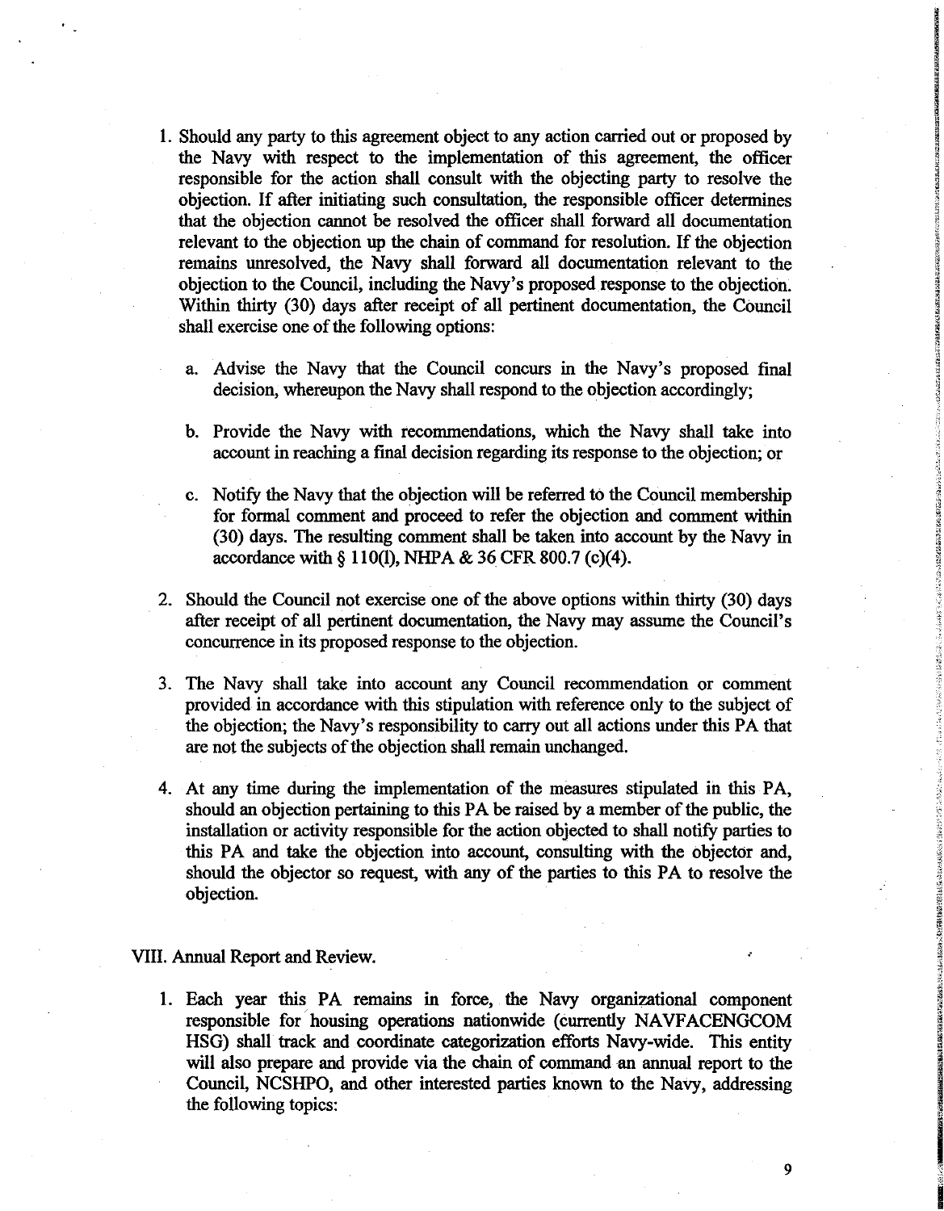1. Should any party to this agreement object to any action carried out or proposed by the Navy with respect to the implementation of this agreement, the officer responsible for the action shall consult with the objecting party to resolve the objection. If after initiating such consultation, the responsible officer determines that the objection cannot be resolved the officer shall forward all documentation relevant to the objection up the chain of command for resolution. If the objection remains unresolved, the Navy shall forward all documentation relevant to the objection to the Council, including the Navy's proposed response to the objection. Within thirty (30) days after receipt of all pertinent documentation, the Council shall exercise one of the following options:

   a. Advise the Navy that the Council concurs in the Navy's proposed final decision, whereupon the Navy shall respond to the objection accordingly;

   b. Provide the Navy with recommendations, which the Navy shall take into account in reaching a final decision regarding its response to the objection; or

   c. Notify the Navy that the objection will be referred to the Council membership for formal comment and proceed to refer the objection and comment within (30) days. The resulting comment shall be taken into account by the Navy in accordance with § 110(l), NHPA & 36 CFR 800.7 (c)(4).

2. Should the Council not exercise one of the above options within thirty (30) days after receipt of all pertinent documentation, the Navy may assume the Council's concurrence in its proposed response to the objection.

3. The Navy shall take into account any Council recommendation or comment provided in accordance with this stipulation with reference only to the subject of the objection; the Navy's responsibility to carry out all actions under this PA that are not the subjects of the objection shall remain unchanged.

4. At any time during the implementation of the measures stipulated in this PA, should an objection pertaining to this PA be raised by a member of the public, the installation or activity responsible for the action objected to shall notify parties to this PA and take the objection into account, consulting with the objector and, should the objector so request, with any of the parties to this PA to resolve the objection.

VIII. Annual Report and Review.

1. Each year this PA remains in force, the Navy organizational component responsible for housing operations nationwide (currently NAVFACENGCOM HSG) shall track and coordinate categorization efforts Navy-wide. This entity will also prepare and provide via the chain of command an annual report to the Council, NCSHPO, and other interested parties known to the Navy, addressing the following topics: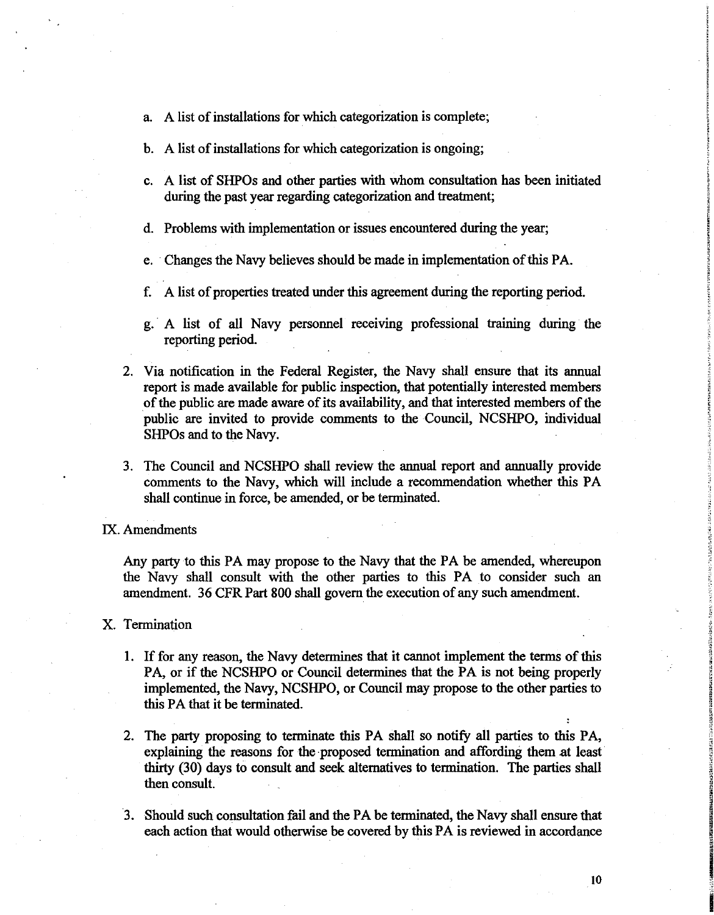a. A list of installations for which categorization is complete;

b. A list of installations for which categorization is ongoing;

c. A list of SHPOs and other parties with whom consultation has been initiated during the past year regarding categorization and treatment;

d. Problems with implementation or issues encountered during the year;

e. Changes the Navy believes should be made in implementation of this PA.

f. A list of properties treated under this agreement during the reporting period.

g. A list of all Navy personnel receiving professional training during the reporting period.

2. Via notification in the Federal Register, the Navy shall ensure that its annual report is made available for public inspection, that potentially interested members of the public are made aware of its availability, and that interested members of the public are invited to provide comments to the Council, NCSHPO, individual SHPOs and to the Navy.

3. The Council and NCSHPO shall review the annual report and annually provide comments to the Navy, which will include a recommendation whether this PA shall continue in force, be amended, or be terminated.

IX. Amendments

Any party to this PA may propose to the Navy that the PA be amended, whereupon the Navy shall consult with the other parties to this PA to consider such an amendment. 36 CFR Part 800 shall govern the execution of any such amendment.

X. Termination

1. If for any reason, the Navy determines that it cannot implement the terms of this PA, or if the NCSHPO or Council determines that the PA is not being properly implemented, the Navy, NCSHPO, or Council may propose to the other parties to this PA that it be terminated.

2. The party proposing to terminate this PA shall so notify all parties to this PA, explaining the reasons for the proposed termination and affording them at least thirty (30) days to consult and seek alternatives to termination. The parties shall then consult.

3. Should such consultation fail and the PA be terminated, the Navy shall ensure that each action that would otherwise be covered by this PA is reviewed in accordance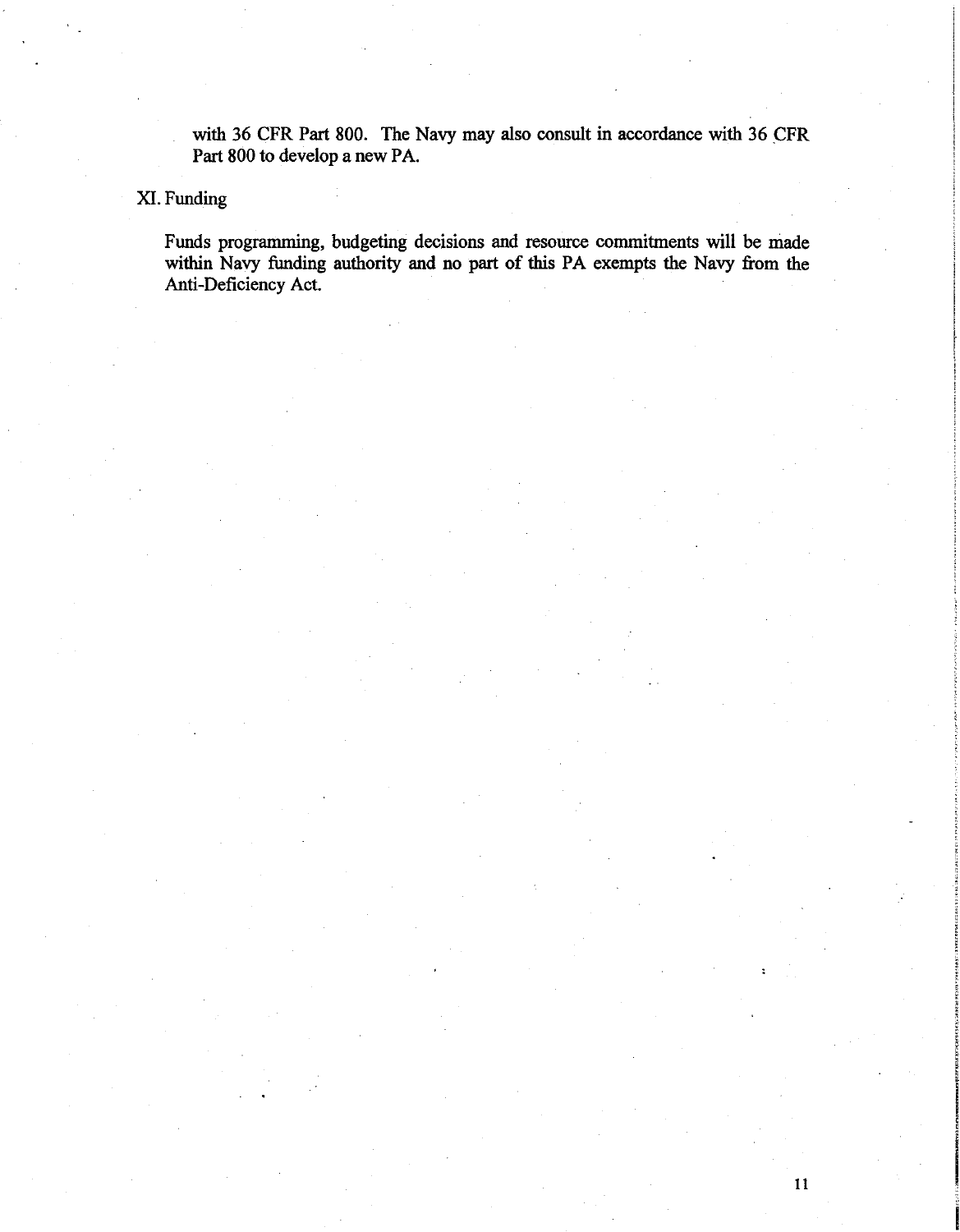with 36 CFR Part 800. The Navy may also consult in accordance with 36 CFR Part 800 to develop a new PA.

## XI. Funding

Funds programming, budgeting decisions and resource commitments will be made within Navy funding authority and no part of this PA exempts the Navy from the Anti-Deficiency Act.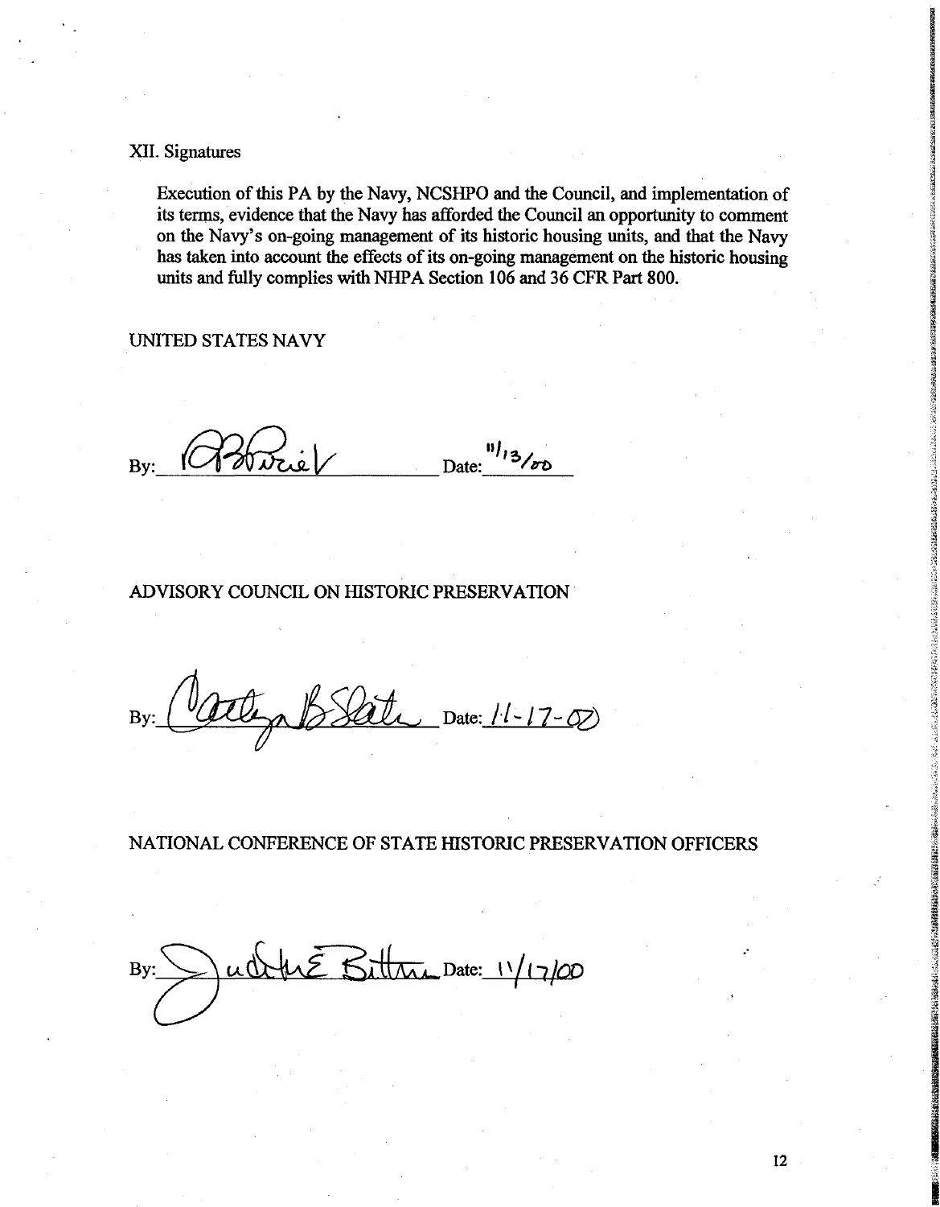## XII. Signatures

Execution of this PA by the Navy, NCSHPO and the Council, and implementation of its terms, evidence that the Navy has afforded the Council an opportunity to comment on the Navy's on-going management of its historic housing units, and that the Navy has taken into account the effects of its on-going management on the historic housing units and fully complies with NHPA Section 106 and 36 CFR Part 800.

UNITED STATES NAVY

By: _______________ Date: 11/13/00

ADVISORY COUNCIL ON HISTORIC PRESERVATION

By: _______________ Date: 11-17-00

NATIONAL CONFERENCE OF STATE HISTORIC PRESERVATION OFFICERS

By: _______________ Date: 11/17/00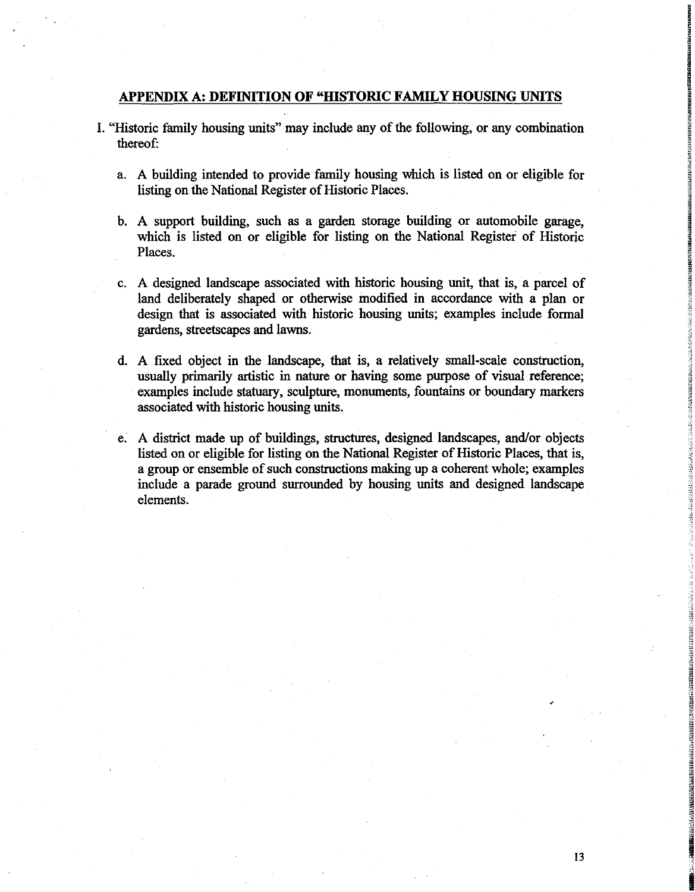## APPENDIX A: DEFINITION OF "HISTORIC FAMILY HOUSING UNITS

I. "Historic family housing units" may include any of the following, or any combination thereof:

  a. A building intended to provide family housing which is listed on or eligible for listing on the National Register of Historic Places.

  b. A support building, such as a garden storage building or automobile garage, which is listed on or eligible for listing on the National Register of Historic Places.

  c. A designed landscape associated with historic housing unit, that is, a parcel of land deliberately shaped or otherwise modified in accordance with a plan or design that is associated with historic housing units; examples include formal gardens, streetscapes and lawns.

  d. A fixed object in the landscape, that is, a relatively small-scale construction, usually primarily artistic in nature or having some purpose of visual reference; examples include statuary, sculpture, monuments, fountains or boundary markers associated with historic housing units.

  e. A district made up of buildings, structures, designed landscapes, and/or objects listed on or eligible for listing on the National Register of Historic Places, that is, a group or ensemble of such constructions making up a coherent whole; examples include a parade ground surrounded by housing units and designed landscape elements.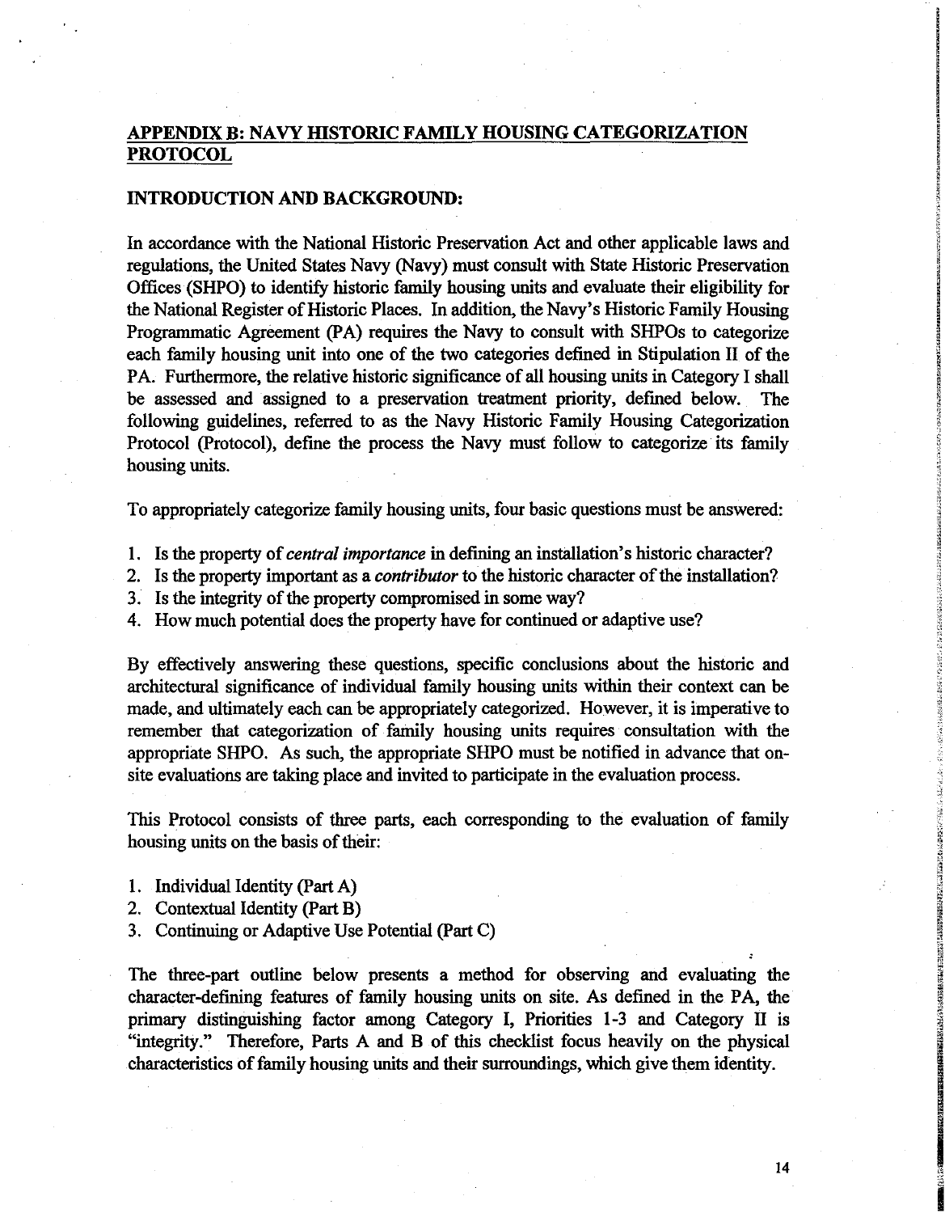## APPENDIX B: NAVY HISTORIC FAMILY HOUSING CATEGORIZATION PROTOCOL

### INTRODUCTION AND BACKGROUND:

In accordance with the National Historic Preservation Act and other applicable laws and regulations, the United States Navy (Navy) must consult with State Historic Preservation Offices (SHPO) to identify historic family housing units and evaluate their eligibility for the National Register of Historic Places. In addition, the Navy's Historic Family Housing Programmatic Agreement (PA) requires the Navy to consult with SHPOs to categorize each family housing unit into one of the two categories defined in Stipulation II of the PA. Furthermore, the relative historic significance of all housing units in Category I shall be assessed and assigned to a preservation treatment priority, defined below. The following guidelines, referred to as the Navy Historic Family Housing Categorization Protocol (Protocol), define the process the Navy must follow to categorize its family housing units.

To appropriately categorize family housing units, four basic questions must be answered:

1. Is the property of *central importance* in defining an installation's historic character?
2. Is the property important as a *contributor* to the historic character of the installation?
3. Is the integrity of the property compromised in some way?
4. How much potential does the property have for continued or adaptive use?

By effectively answering these questions, specific conclusions about the historic and architectural significance of individual family housing units within their context can be made, and ultimately each can be appropriately categorized. However, it is imperative to remember that categorization of family housing units requires consultation with the appropriate SHPO. As such, the appropriate SHPO must be notified in advance that on-site evaluations are taking place and invited to participate in the evaluation process.

This Protocol consists of three parts, each corresponding to the evaluation of family housing units on the basis of their:

1. Individual Identity (Part A)
2. Contextual Identity (Part B)
3. Continuing or Adaptive Use Potential (Part C)

The three-part outline below presents a method for observing and evaluating the character-defining features of family housing units on site. As defined in the PA, the primary distinguishing factor among Category I, Priorities 1-3 and Category II is "integrity." Therefore, Parts A and B of this checklist focus heavily on the physical characteristics of family housing units and their surroundings, which give them identity.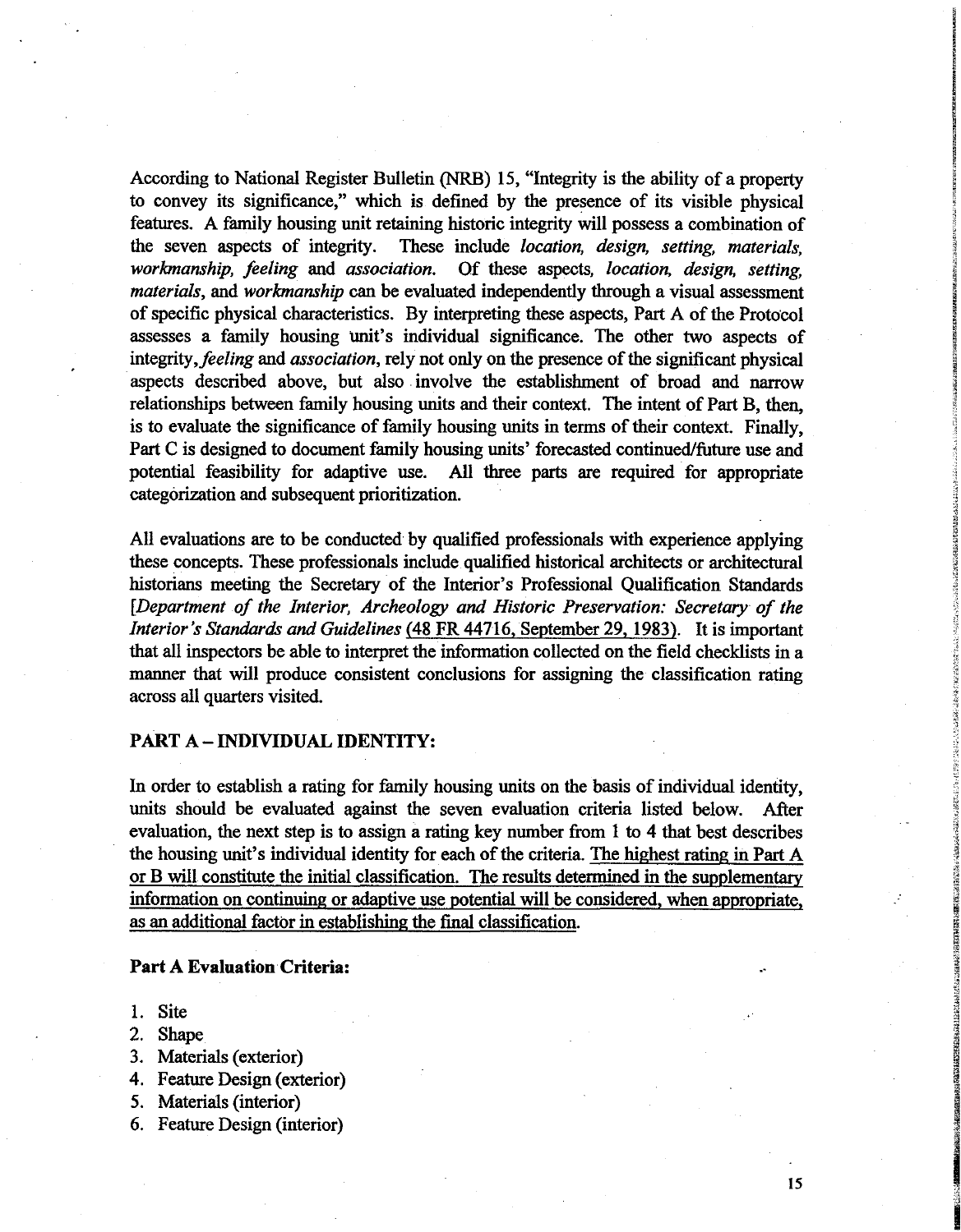According to National Register Bulletin (NRB) 15, "Integrity is the ability of a property to convey its significance," which is defined by the presence of its visible physical features. A family housing unit retaining historic integrity will possess a combination of the seven aspects of integrity. These include *location, design, setting, materials, workmanship, feeling* and *association.* Of these aspects, *location, design, setting, materials*, and *workmanship* can be evaluated independently through a visual assessment of specific physical characteristics. By interpreting these aspects, Part A of the Protocol assesses a family housing unit's individual significance. The other two aspects of integrity, *feeling* and *association*, rely not only on the presence of the significant physical aspects described above, but also involve the establishment of broad and narrow relationships between family housing units and their context. The intent of Part B, then, is to evaluate the significance of family housing units in terms of their context. Finally, Part C is designed to document family housing units' forecasted continued/future use and potential feasibility for adaptive use. All three parts are required for appropriate categorization and subsequent prioritization.

All evaluations are to be conducted by qualified professionals with experience applying these concepts. These professionals include qualified historical architects or architectural historians meeting the Secretary of the Interior's Professional Qualification Standards [*Department of the Interior, Archeology and Historic Preservation: Secretary of the Interior's Standards and Guidelines* (48 FR 44716, September 29, 1983). It is important that all inspectors be able to interpret the information collected on the field checklists in a manner that will produce consistent conclusions for assigning the classification rating across all quarters visited.

**PART A – INDIVIDUAL IDENTITY:**

In order to establish a rating for family housing units on the basis of individual identity, units should be evaluated against the seven evaluation criteria listed below. After evaluation, the next step is to assign a rating key number from 1 to 4 that best describes the housing unit's individual identity for each of the criteria. The highest rating in Part A or B will constitute the initial classification. The results determined in the supplementary information on continuing or adaptive use potential will be considered, when appropriate, as an additional factor in establishing the final classification.

**Part A Evaluation Criteria:**

1. Site
2. Shape
3. Materials (exterior)
4. Feature Design (exterior)
5. Materials (interior)
6. Feature Design (interior)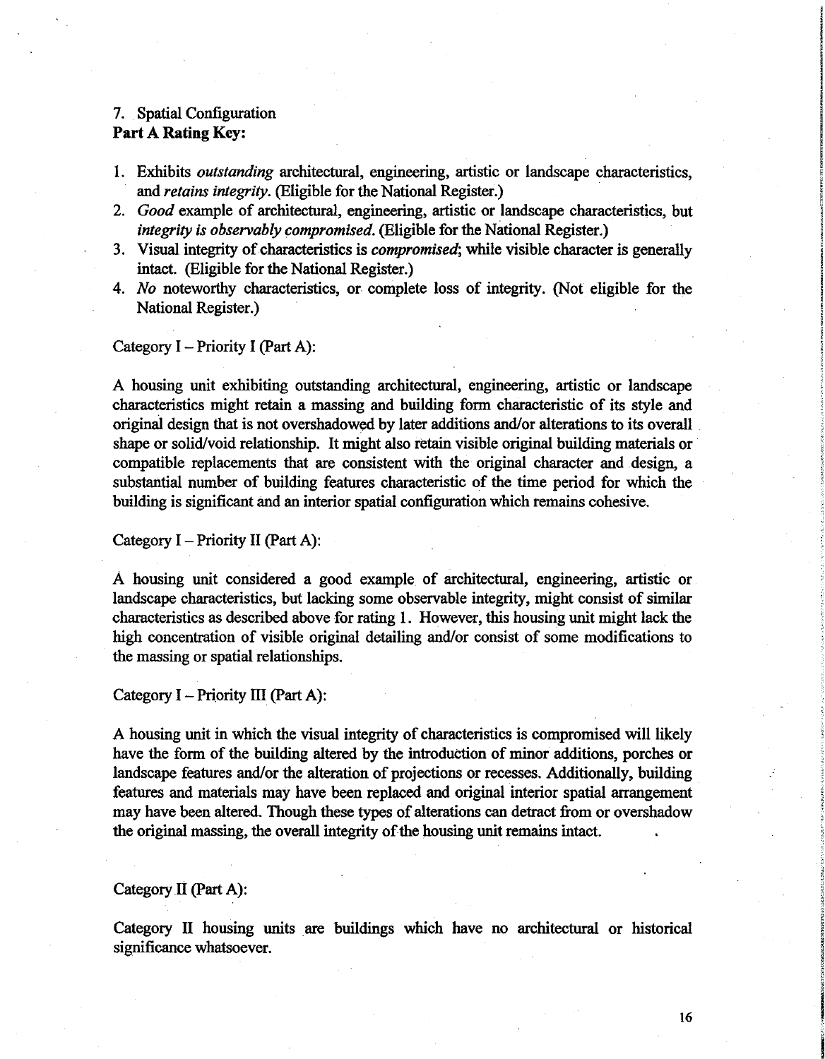7. Spatial Configuration

**Part A Rating Key:**

1. Exhibits *outstanding* architectural, engineering, artistic or landscape characteristics, and *retains integrity.* (Eligible for the National Register.)
2. *Good* example of architectural, engineering, artistic or landscape characteristics, but *integrity is observably compromised.* (Eligible for the National Register.)
3. Visual integrity of characteristics is *compromised*; while visible character is generally intact. (Eligible for the National Register.)
4. *No* noteworthy characteristics, or complete loss of integrity. (Not eligible for the National Register.)

Category I – Priority I (Part A):

A housing unit exhibiting outstanding architectural, engineering, artistic or landscape characteristics might retain a massing and building form characteristic of its style and original design that is not overshadowed by later additions and/or alterations to its overall shape or solid/void relationship. It might also retain visible original building materials or compatible replacements that are consistent with the original character and design, a substantial number of building features characteristic of the time period for which the building is significant and an interior spatial configuration which remains cohesive.

Category I – Priority II (Part A):

A housing unit considered a good example of architectural, engineering, artistic or landscape characteristics, but lacking some observable integrity, might consist of similar characteristics as described above for rating 1. However, this housing unit might lack the high concentration of visible original detailing and/or consist of some modifications to the massing or spatial relationships.

Category I – Priority III (Part A):

A housing unit in which the visual integrity of characteristics is compromised will likely have the form of the building altered by the introduction of minor additions, porches or landscape features and/or the alteration of projections or recesses. Additionally, building features and materials may have been replaced and original interior spatial arrangement may have been altered. Though these types of alterations can detract from or overshadow the original massing, the overall integrity of the housing unit remains intact.

Category II (Part A):

Category II housing units are buildings which have no architectural or historical significance whatsoever.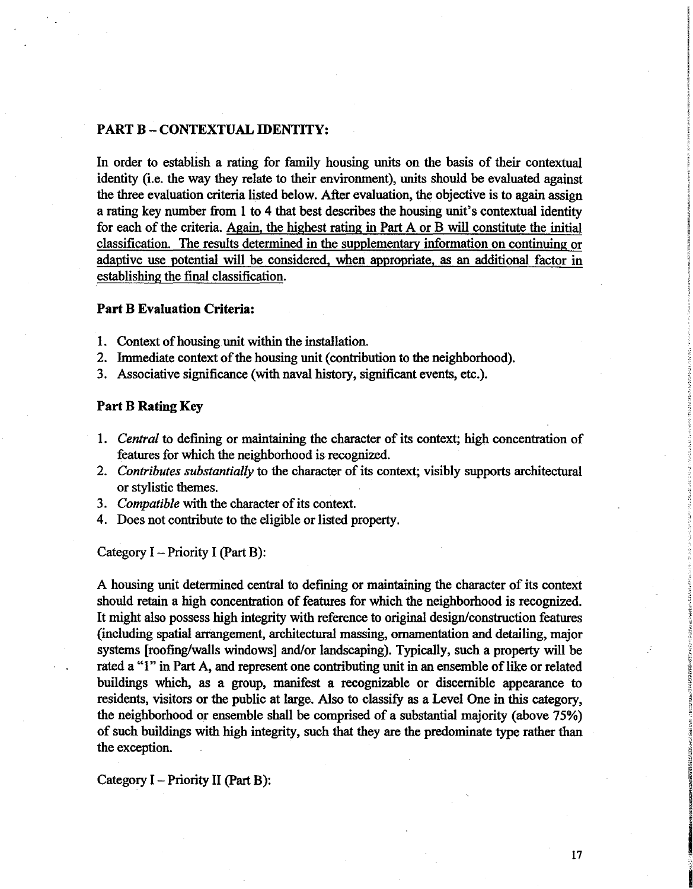## PART B – CONTEXTUAL IDENTITY:

In order to establish a rating for family housing units on the basis of their contextual identity (i.e. the way they relate to their environment), units should be evaluated against the three evaluation criteria listed below. After evaluation, the objective is to again assign a rating key number from 1 to 4 that best describes the housing unit's contextual identity for each of the criteria. <u>Again, the highest rating in Part A or B will constitute the initial classification. The results determined in the supplementary information on continuing or adaptive use potential will be considered, when appropriate, as an additional factor in establishing the final classification.</u>

### Part B Evaluation Criteria:

1. Context of housing unit within the installation.
2. Immediate context of the housing unit (contribution to the neighborhood).
3. Associative significance (with naval history, significant events, etc.).

### Part B Rating Key

1. *Central* to defining or maintaining the character of its context; high concentration of features for which the neighborhood is recognized.
2. *Contributes substantially* to the character of its context; visibly supports architectural or stylistic themes.
3. *Compatible* with the character of its context.
4. Does not contribute to the eligible or listed property.

Category I – Priority I (Part B):

A housing unit determined central to defining or maintaining the character of its context should retain a high concentration of features for which the neighborhood is recognized. It might also possess high integrity with reference to original design/construction features (including spatial arrangement, architectural massing, ornamentation and detailing, major systems [roofing/walls windows] and/or landscaping). Typically, such a property will be rated a "1" in Part A, and represent one contributing unit in an ensemble of like or related buildings which, as a group, manifest a recognizable or discernible appearance to residents, visitors or the public at large. Also to classify as a Level One in this category, the neighborhood or ensemble shall be comprised of a substantial majority (above 75%) of such buildings with high integrity, such that they are the predominate type rather than the exception.

Category I – Priority II (Part B):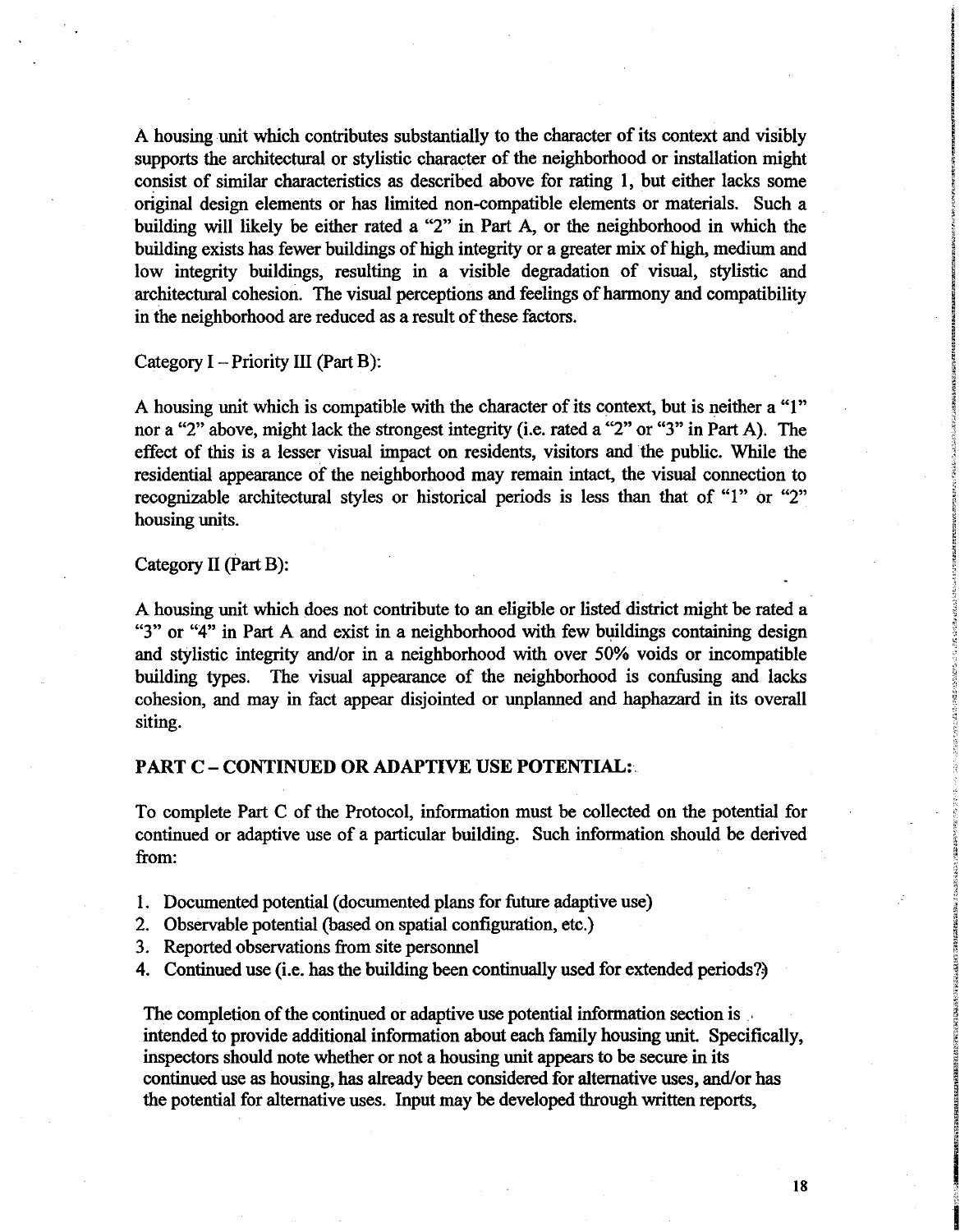A housing unit which contributes substantially to the character of its context and visibly supports the architectural or stylistic character of the neighborhood or installation might consist of similar characteristics as described above for rating 1, but either lacks some original design elements or has limited non-compatible elements or materials. Such a building will likely be either rated a "2" in Part A, or the neighborhood in which the building exists has fewer buildings of high integrity or a greater mix of high, medium and low integrity buildings, resulting in a visible degradation of visual, stylistic and architectural cohesion. The visual perceptions and feelings of harmony and compatibility in the neighborhood are reduced as a result of these factors.

Category I – Priority III (Part B):

A housing unit which is compatible with the character of its context, but is neither a "1" nor a "2" above, might lack the strongest integrity (i.e. rated a "2" or "3" in Part A). The effect of this is a lesser visual impact on residents, visitors and the public. While the residential appearance of the neighborhood may remain intact, the visual connection to recognizable architectural styles or historical periods is less than that of "1" or "2" housing units.

Category II (Part B):

A housing unit which does not contribute to an eligible or listed district might be rated a "3" or "4" in Part A and exist in a neighborhood with few buildings containing design and stylistic integrity and/or in a neighborhood with over 50% voids or incompatible building types. The visual appearance of the neighborhood is confusing and lacks cohesion, and may in fact appear disjointed or unplanned and haphazard in its overall siting.

## PART C – CONTINUED OR ADAPTIVE USE POTENTIAL:

To complete Part C of the Protocol, information must be collected on the potential for continued or adaptive use of a particular building. Such information should be derived from:

1. Documented potential (documented plans for future adaptive use)
2. Observable potential (based on spatial configuration, etc.)
3. Reported observations from site personnel
4. Continued use (i.e. has the building been continually used for extended periods?)

The completion of the continued or adaptive use potential information section is intended to provide additional information about each family housing unit. Specifically, inspectors should note whether or not a housing unit appears to be secure in its continued use as housing, has already been considered for alternative uses, and/or has the potential for alternative uses. Input may be developed through written reports,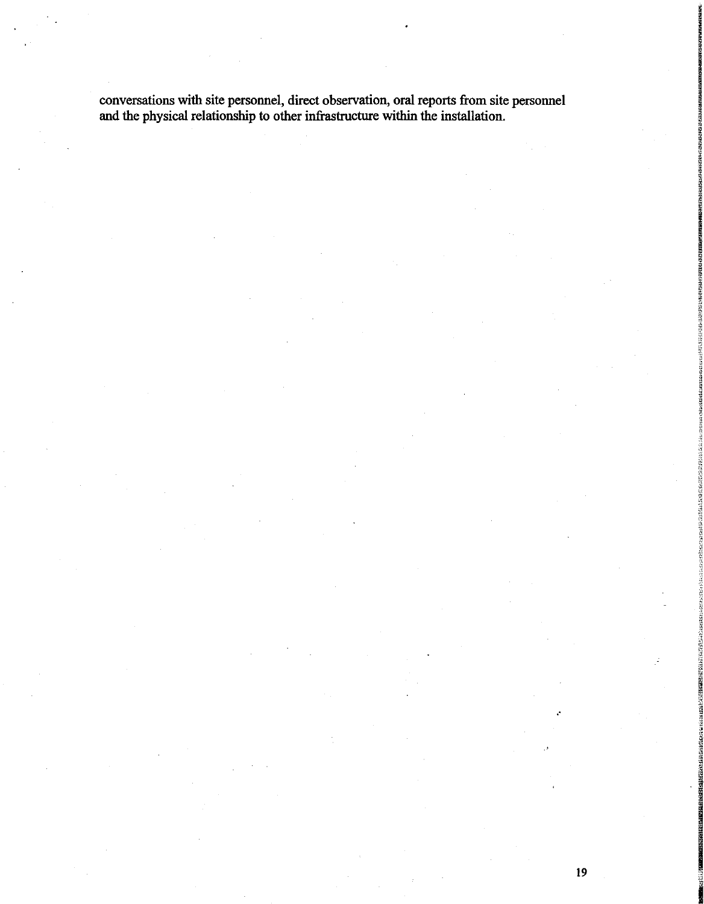conversations with site personnel, direct observation, oral reports from site personnel and the physical relationship to other infrastructure within the installation.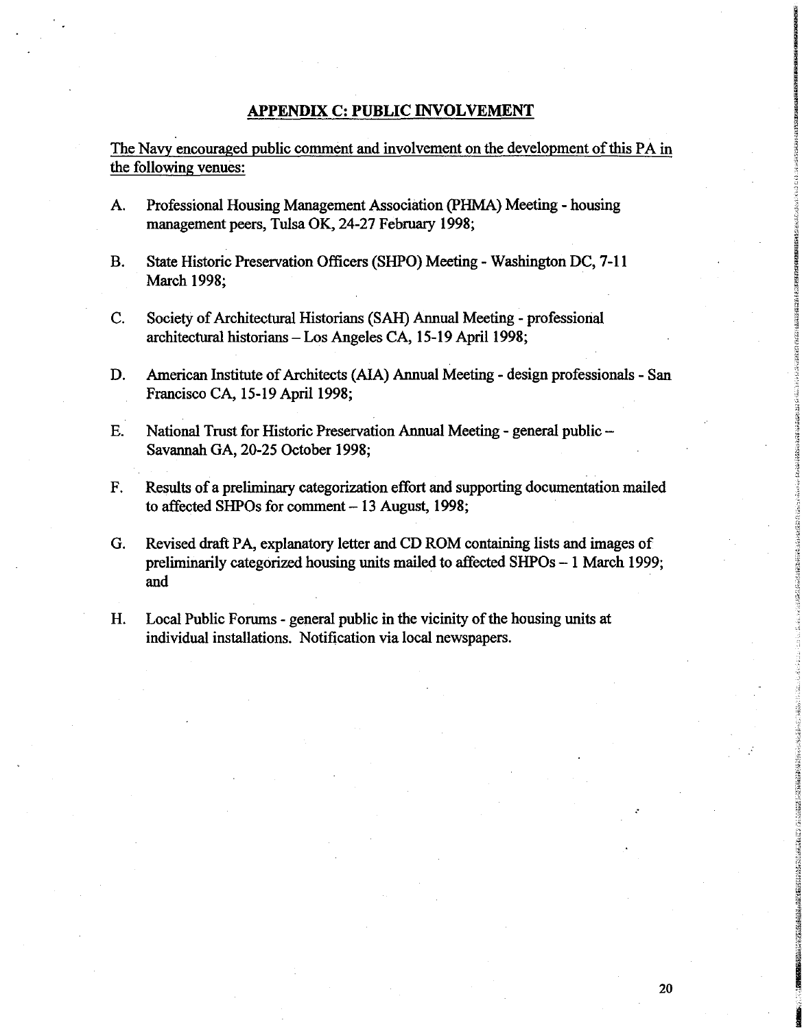## APPENDIX C: PUBLIC INVOLVEMENT

The Navy encouraged public comment and involvement on the development of this PA in the following venues:

A. Professional Housing Management Association (PHMA) Meeting - housing management peers, Tulsa OK, 24-27 February 1998;

B. State Historic Preservation Officers (SHPO) Meeting - Washington DC, 7-11 March 1998;

C. Society of Architectural Historians (SAH) Annual Meeting - professional architectural historians – Los Angeles CA, 15-19 April 1998;

D. American Institute of Architects (AIA) Annual Meeting - design professionals - San Francisco CA, 15-19 April 1998;

E. National Trust for Historic Preservation Annual Meeting - general public – Savannah GA, 20-25 October 1998;

F. Results of a preliminary categorization effort and supporting documentation mailed to affected SHPOs for comment – 13 August, 1998;

G. Revised draft PA, explanatory letter and CD ROM containing lists and images of preliminarily categorized housing units mailed to affected SHPOs – 1 March 1999; and

H. Local Public Forums - general public in the vicinity of the housing units at individual installations. Notification via local newspapers.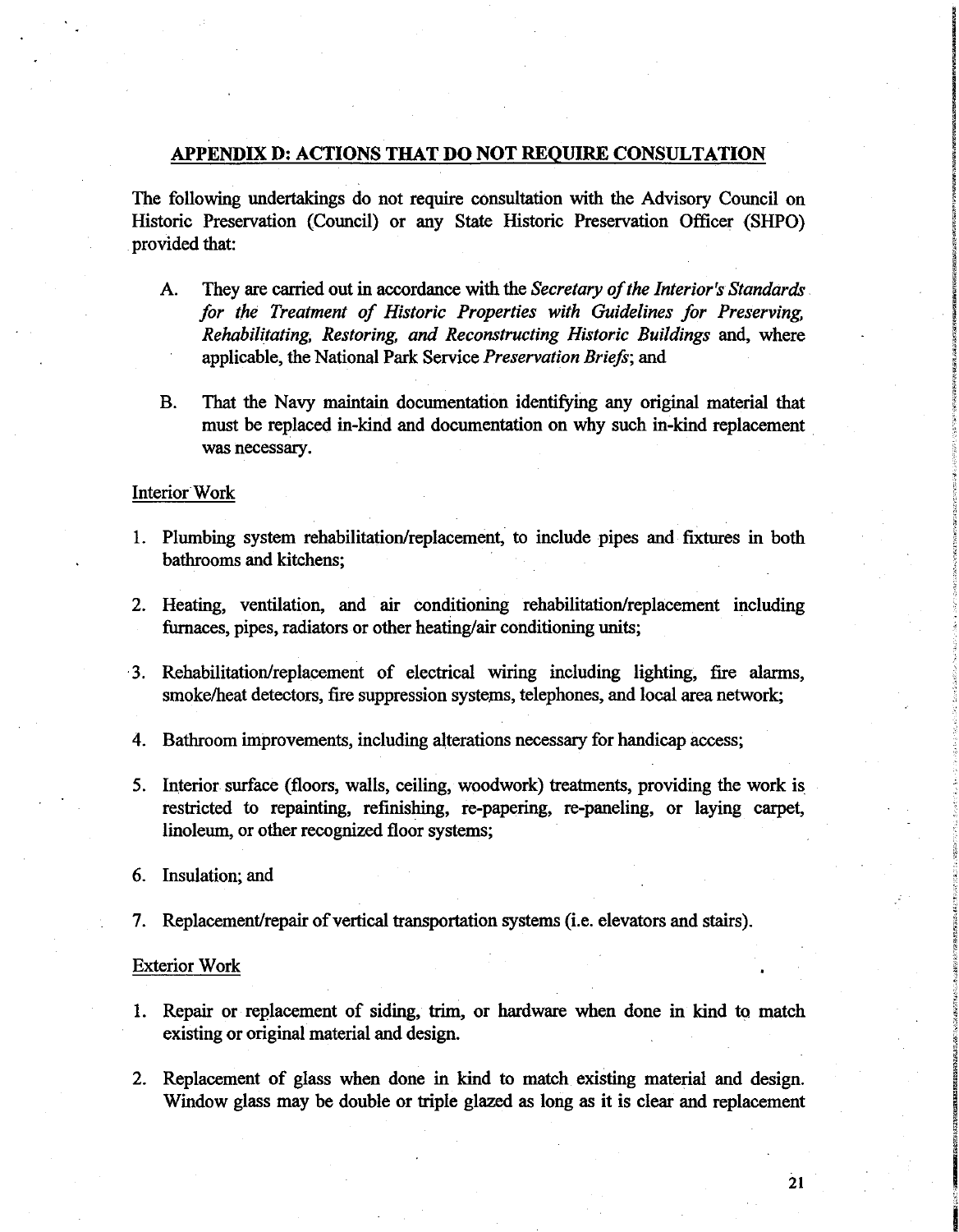## APPENDIX D: ACTIONS THAT DO NOT REQUIRE CONSULTATION

The following undertakings do not require consultation with the Advisory Council on Historic Preservation (Council) or any State Historic Preservation Officer (SHPO) provided that:

A. They are carried out in accordance with the *Secretary of the Interior's Standards for the Treatment of Historic Properties with Guidelines for Preserving, Rehabilitating, Restoring, and Reconstructing Historic Buildings* and, where applicable, the National Park Service *Preservation Briefs*; and

B. That the Navy maintain documentation identifying any original material that must be replaced in-kind and documentation on why such in-kind replacement was necessary.

Interior Work

1. Plumbing system rehabilitation/replacement, to include pipes and fixtures in both bathrooms and kitchens;

2. Heating, ventilation, and air conditioning rehabilitation/replacement including furnaces, pipes, radiators or other heating/air conditioning units;

3. Rehabilitation/replacement of electrical wiring including lighting, fire alarms, smoke/heat detectors, fire suppression systems, telephones, and local area network;

4. Bathroom improvements, including alterations necessary for handicap access;

5. Interior surface (floors, walls, ceiling, woodwork) treatments, providing the work is restricted to repainting, refinishing, re-papering, re-paneling, or laying carpet, linoleum, or other recognized floor systems;

6. Insulation; and

7. Replacement/repair of vertical transportation systems (i.e. elevators and stairs).

Exterior Work

1. Repair or replacement of siding, trim, or hardware when done in kind to match existing or original material and design.

2. Replacement of glass when done in kind to match existing material and design. Window glass may be double or triple glazed as long as it is clear and replacement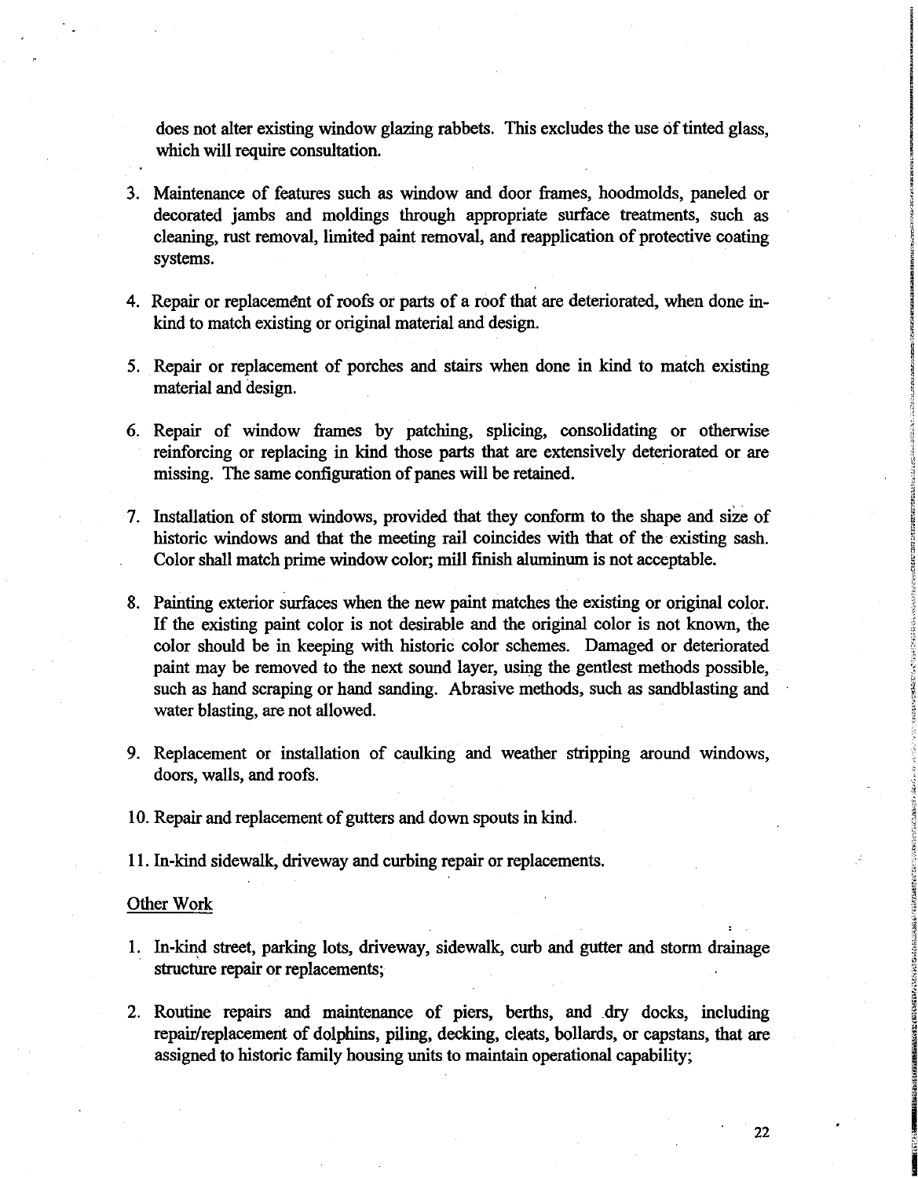does not alter existing window glazing rabbets. This excludes the use of tinted glass, which will require consultation.

3. Maintenance of features such as window and door frames, hoodmolds, paneled or decorated jambs and moldings through appropriate surface treatments, such as cleaning, rust removal, limited paint removal, and reapplication of protective coating systems.

4. Repair or replacement of roofs or parts of a roof that are deteriorated, when done in-kind to match existing or original material and design.

5. Repair or replacement of porches and stairs when done in kind to match existing material and design.

6. Repair of window frames by patching, splicing, consolidating or otherwise reinforcing or replacing in kind those parts that are extensively deteriorated or are missing. The same configuration of panes will be retained.

7. Installation of storm windows, provided that they conform to the shape and size of historic windows and that the meeting rail coincides with that of the existing sash. Color shall match prime window color; mill finish aluminum is not acceptable.

8. Painting exterior surfaces when the new paint matches the existing or original color. If the existing paint color is not desirable and the original color is not known, the color should be in keeping with historic color schemes. Damaged or deteriorated paint may be removed to the next sound layer, using the gentlest methods possible, such as hand scraping or hand sanding. Abrasive methods, such as sandblasting and water blasting, are not allowed.

9. Replacement or installation of caulking and weather stripping around windows, doors, walls, and roofs.

10. Repair and replacement of gutters and down spouts in kind.

11. In-kind sidewalk, driveway and curbing repair or replacements.

Other Work

1. In-kind street, parking lots, driveway, sidewalk, curb and gutter and storm drainage structure repair or replacements;

2. Routine repairs and maintenance of piers, berths, and dry docks, including repair/replacement of dolphins, piling, decking, cleats, bollards, or capstans, that are assigned to historic family housing units to maintain operational capability;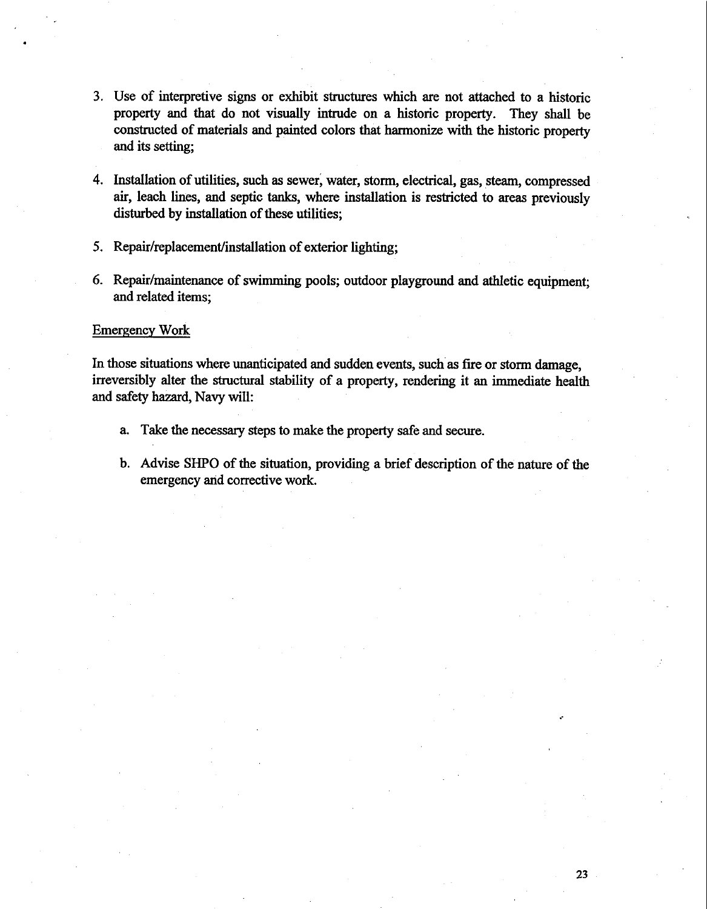3. Use of interpretive signs or exhibit structures which are not attached to a historic property and that do not visually intrude on a historic property. They shall be constructed of materials and painted colors that harmonize with the historic property and its setting;

4. Installation of utilities, such as sewer, water, storm, electrical, gas, steam, compressed air, leach lines, and septic tanks, where installation is restricted to areas previously disturbed by installation of these utilities;

5. Repair/replacement/installation of exterior lighting;

6. Repair/maintenance of swimming pools; outdoor playground and athletic equipment; and related items;

Emergency Work

In those situations where unanticipated and sudden events, such as fire or storm damage, irreversibly alter the structural stability of a property, rendering it an immediate health and safety hazard, Navy will:

a. Take the necessary steps to make the property safe and secure.

b. Advise SHPO of the situation, providing a brief description of the nature of the emergency and corrective work.